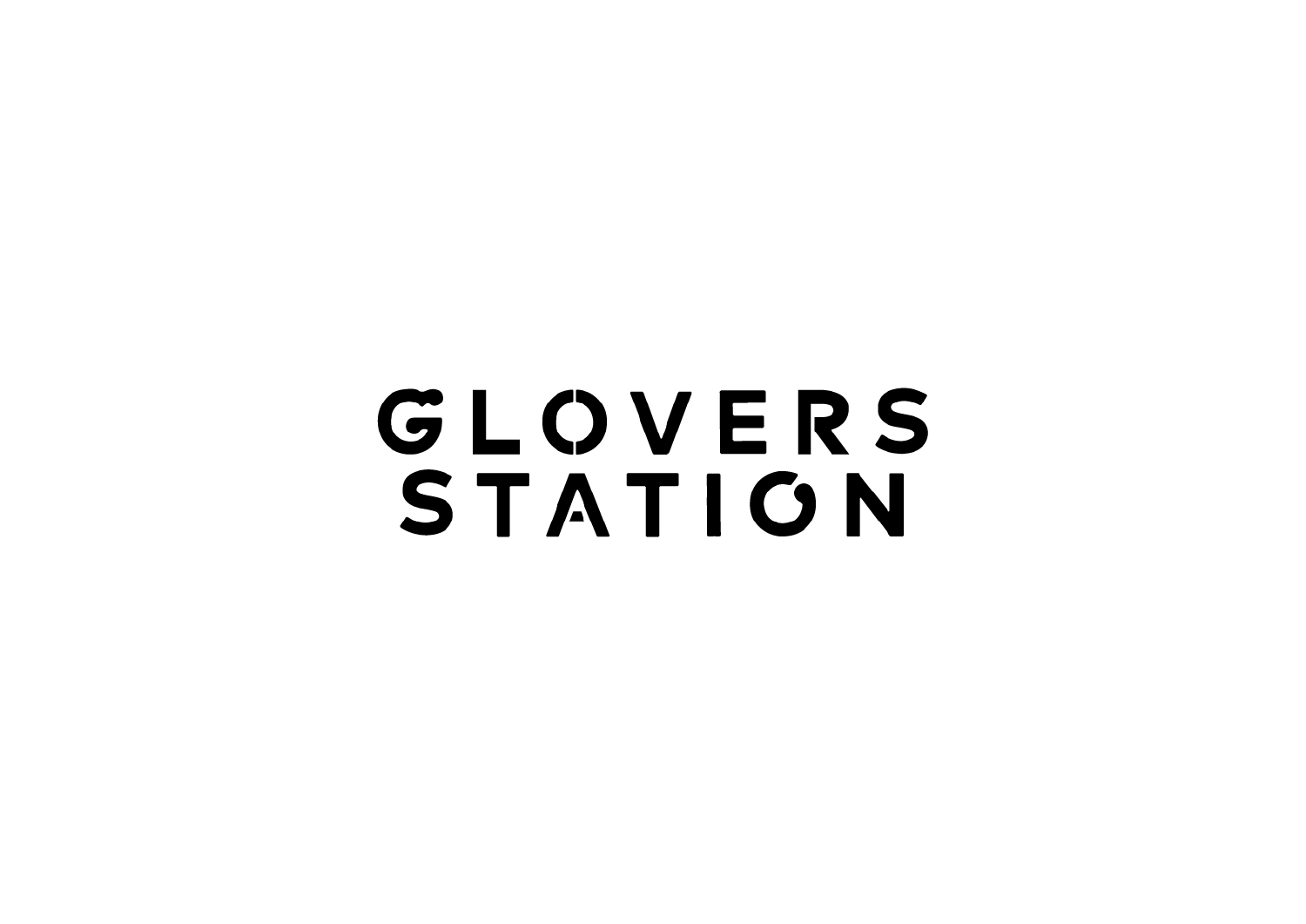# GLOVERS STATION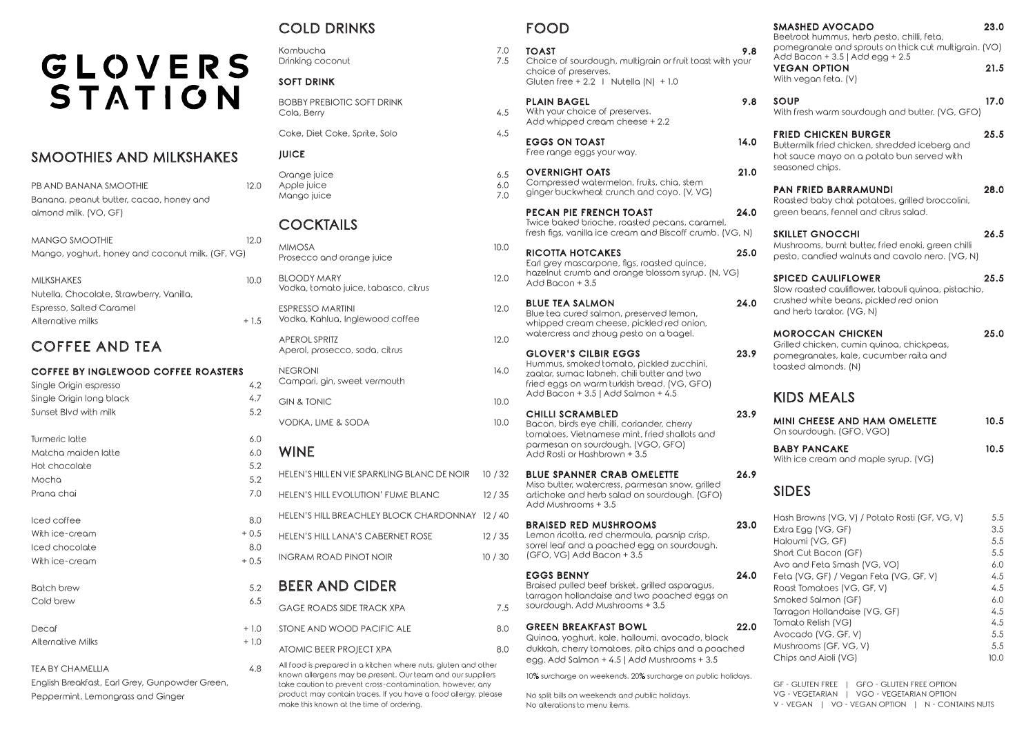# GLOVERS STATION

## SMOOTHIES AND MILKSHAKES

PB AND BANANA SMOOTHIE 12.0
Banana, peanut butter, cacao, honey and almond milk. (VO, GF)

MANGO SMOOTHIE 12.0
Mango, yoghurt, honey and coconut milk. (GF, VG)

MILKSHAKES 10.0
Nutella, Chocolate, Strawberry, Vanilla, Espresso, Salted Caramel
Alternative milks + 1.5

## COFFEE AND TEA

### COFFEE BY INGLEWOOD COFFEE ROASTERS

| | |
|---|---|
| Single Origin espresso | 4.2 |
| Single Origin long black | 4.7 |
| Sunset Blvd with milk | 5.2 |
| Turmeric latte | 6.0 |
| Matcha maiden latte | 6.0 |
| Hot chocolate | 5.2 |
| Mocha | 5.2 |
| Prana chai | 7.0 |
| Iced coffee | 8.0 |
| With ice-cream | + 0.5 |
| Iced chocolate | 8.0 |
| With ice-cream | + 0.5 |
| Batch brew | 5.2 |
| Cold brew | 6.5 |
| Decaf | + 1.0 |
| Alternative Milks | + 1.0 |

TEA BY CHAMELLIA 4.8
English Breakfast, Earl Grey, Gunpowder Green, Peppermint, Lemongrass and Ginger

## COLD DRINKS

| | |
|---|---|
| Kombucha | 7.0 |
| Drinking coconut | 7.5 |

### SOFT DRINK

| | |
|---|---|
| BOBBY PREBIOTIC SOFT DRINK Cola, Berry | 4.5 |
| Coke, Diet Coke, Sprite, Solo | 4.5 |

### JUICE

| | |
|---|---|
| Orange juice | 6.5 |
| Apple juice | 6.0 |
| Mango juice | 7.0 |

## COCKTAILS

MIMOSA 10.0
Prosecco and orange juice

BLOODY MARY 12.0
Vodka, tomato juice, tabasco, citrus

ESPRESSO MARTINI 12.0
Vodka, Kahlua, Inglewood coffee

APEROL SPRITZ 12.0
Aperol, prosecco, soda, citrus

NEGRONI 14.0
Campari, gin, sweet vermouth

GIN & TONIC 10.0

VODKA, LIME & SODA 10.0

## WINE

| | |
|---|---|
| HELEN'S HILL EN VIE SPARKLING BLANC DE NOIR | 10 / 32 |
| HELEN'S HILL EVOLUTION' FUME BLANC | 12 / 35 |
| HELEN'S HILL BREACHLEY BLOCK CHARDONNAY | 12 / 40 |
| HELEN'S HILL LANA'S CABERNET ROSE | 12 / 35 |
| INGRAM ROAD PINOT NOIR | 10 / 30 |

## BEER AND CIDER

| | |
|---|---|
| GAGE ROADS SIDE TRACK XPA | 7.5 |
| STONE AND WOOD PACIFIC ALE | 8.0 |
| ATOMIC BEER PROJECT XPA | 8.0 |

All food is prepared in a kitchen where nuts, gluten and other known allergens may be present. Our team and our suppliers take caution to prevent cross-contamination, however, any product may contain traces. If you have a food allergy, please make this known at the time of ordering.

## FOOD

**TOAST** 9.8
Choice of sourdough, multigrain or fruit toast with your choice of preserves.
Gluten free + 2.2 | Nutella (N) + 1.0

**PLAIN BAGEL** 9.8
With your choice of preserves.
Add whipped cream cheese + 2.2

**EGGS ON TOAST** 14.0
Free range eggs your way.

**OVERNIGHT OATS** 21.0
Compressed watermelon, fruits, chia, stem ginger buckwheat crunch and coyo. (V, VG)

**PECAN PIE FRENCH TOAST** 24.0
Twice baked brioche, roasted pecans, caramel, fresh figs, vanilla ice cream and Biscoff crumb. (VG, N)

**RICOTTA HOTCAKES** 25.0
Earl grey mascarpone, figs, roasted quince, hazelnut crumb and orange blossom syrup. (N, VG)
Add Bacon + 3.5

**BLUE TEA SALMON** 24.0
Blue tea cured salmon, preserved lemon, whipped cream cheese, pickled red onion, watercress and zhoug pesto on a bagel.

**GLOVER'S CILBIR EGGS** 23.9
Hummus, smoked tomato, pickled zucchini, zaatar, sumac labneh, chili butter and two fried eggs on warm turkish bread. (VG, GFO)
Add Bacon + 3.5 | Add Salmon + 4.5

**CHILLI SCRAMBLED** 23.9
Bacon, birds eye chilli, coriander, cherry tomatoes, Vietnamese mint, fried shallots and parmesan on sourdough. (VGO, GFO)
Add Rosti or Hashbrown + 3.5

**BLUE SPANNER CRAB OMELETTE** 26.9
Miso butter, watercress, parmesan snow, grilled artichoke and herb salad on sourdough. (GFO)
Add Mushrooms + 3.5

**BRAISED RED MUSHROOMS** 23.0
Lemon ricotta, red chermoula, parsnip crisp, sorrel leaf and a poached egg on sourdough. (GFO, VG) Add Bacon + 3.5

**EGGS BENNY** 24.0
Braised pulled beef brisket, grilled asparagus, tarragon hollandaise and two poached eggs on sourdough. Add Mushrooms + 3.5

**GREEN BREAKFAST BOWL** 22.0
Quinoa, yoghurt, kale, halloumi, avocado, black dukkah, cherry tomatoes, pita chips and a poached egg. Add Salmon + 4.5 | Add Mushrooms + 3.5

10% surcharge on weekends. 20% surcharge on public holidays.

No split bills on weekends and public holidays.
No alterations to menu items.

**SMASHED AVOCADO** 23.0
Beetroot hummus, herb pesto, chilli, feta, pomegranate and sprouts on thick cut multigrain. (VO)
Add Bacon + 3.5 | Add egg + 2.5

**VEGAN OPTION** 21.5
With vegan feta. (V)

**SOUP** 17.0
With fresh warm sourdough and butter. (VG, GFO)

**FRIED CHICKEN BURGER** 25.5
Buttermilk fried chicken, shredded iceberg and hot sauce mayo on a potato bun served with seasoned chips.

**PAN FRIED BARRAMUNDI** 28.0
Roasted baby chat potatoes, grilled broccolini, green beans, fennel and citrus salad.

**SKILLET GNOCCHI** 26.5
Mushrooms, burnt butter, fried enoki, green chilli pesto, candied walnuts and cavolo nero. (VG, N)

**SPICED CAULIFLOWER** 25.5
Slow roasted cauliflower, tabouli quinoa, pistachio, crushed white beans, pickled red onion and herb tarator. (VG, N)

**MOROCCAN CHICKEN** 25.0
Grilled chicken, cumin quinoa, chickpeas, pomegranates, kale, cucumber raita and toasted almonds. (N)

## KIDS MEALS

**MINI CHEESE AND HAM OMELETTE** 10.5
On sourdough. (GFO, VGO)

**BABY PANCAKE** 10.5
With ice cream and maple syrup. (VG)

## SIDES

| | |
|---|---|
| Hash Browns (VG, V) / Potato Rosti (GF, VG, V) | 5.5 |
| Extra Egg (VG, GF) | 3.5 |
| Haloumi (VG, GF) | 5.5 |
| Short Cut Bacon (GF) | 5.5 |
| Avo and Feta Smash (VG, VO) | 6.0 |
| Feta (VG, GF) / Vegan Feta (VG, GF, V) | 4.5 |
| Roast Tomatoes (VG, GF, V) | 4.5 |
| Smoked Salmon (GF) | 6.0 |
| Tarragon Hollandaise (VG, GF) | 4.5 |
| Tomato Relish (VG) | 4.5 |
| Avocado (VG, GF, V) | 5.5 |
| Mushrooms (GF, VG, V) | 5.5 |
| Chips and Aioli (VG) | 10.0 |

GF - GLUTEN FREE | GFO - GLUTEN FREE OPTION
VG - VEGETARIAN | VGO - VEGETARIAN OPTION
V - VEGAN | VO - VEGAN OPTION | N - CONTAINS NUTS